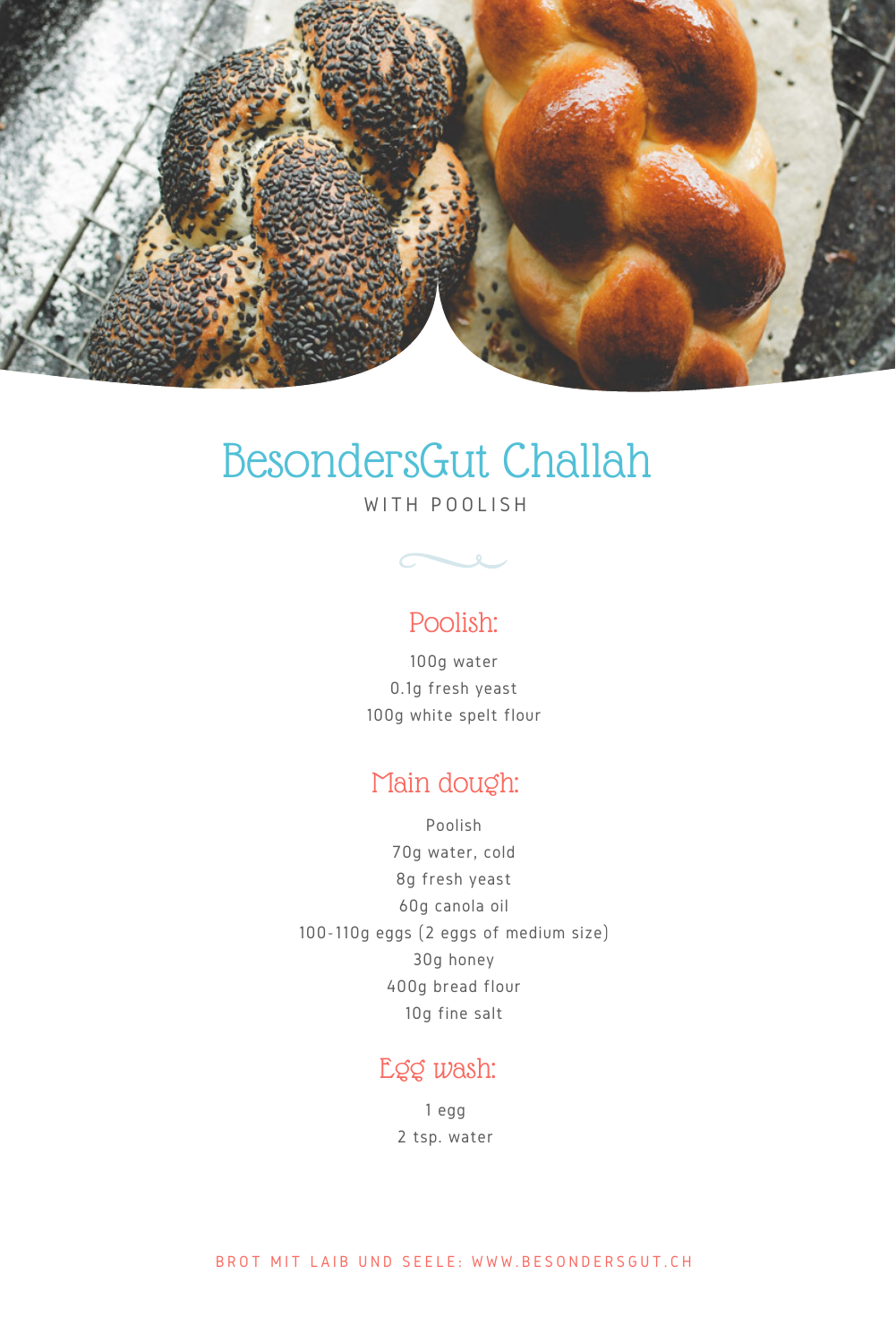# BesondersGut Challah

WITH POOLISH

## Poolish:

100g water
0.1g fresh yeast
100g white spelt flour

## Main dough:

Poolish
70g water, cold
8g fresh yeast
60g canola oil
100-110g eggs (2 eggs of medium size)
30g honey
400g bread flour
10g fine salt

## Egg wash:

1 egg
2 tsp. water

BROT MIT LAIB UND SEELE: WWW.BESONDERSGUT.CH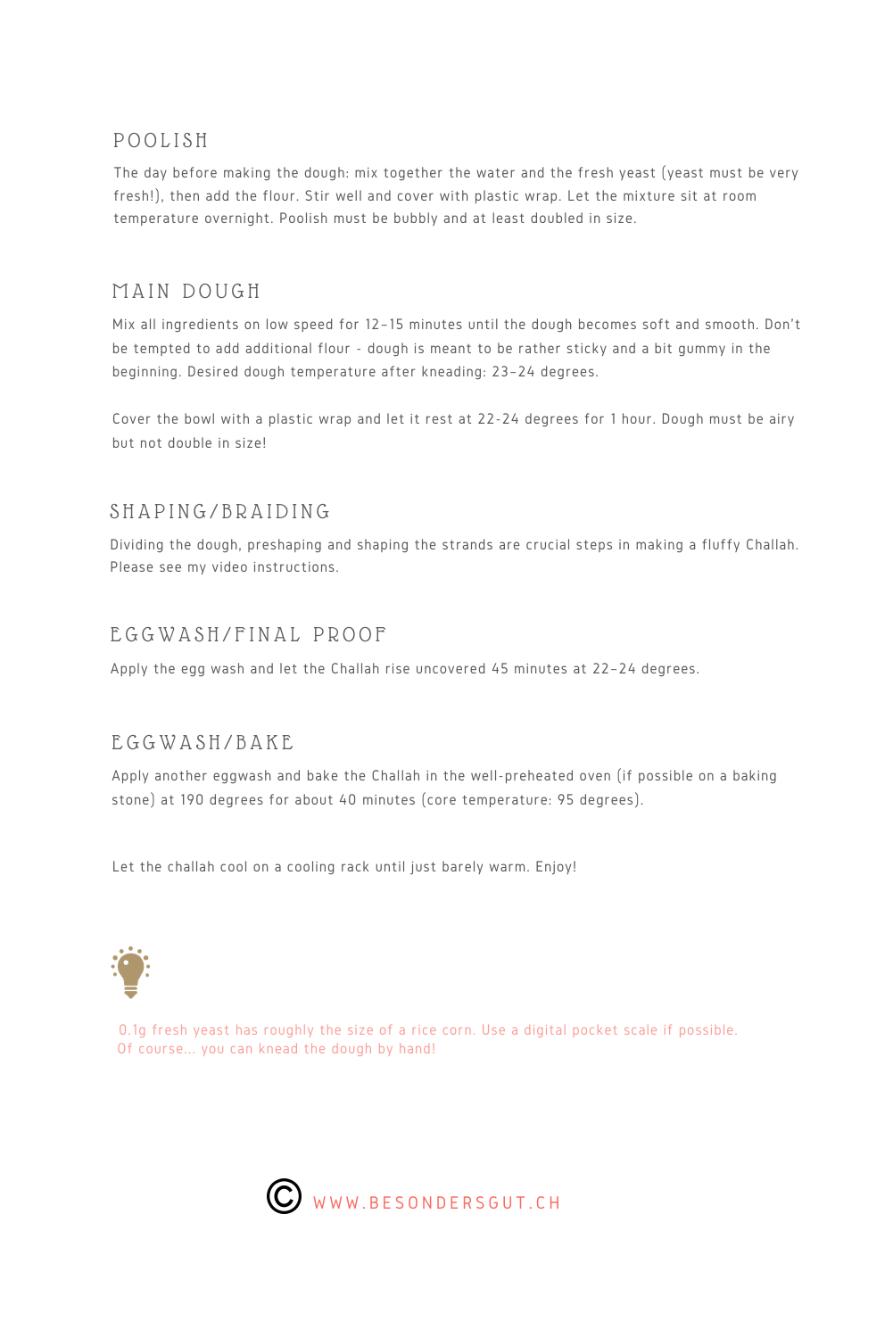## POOLISH

The day before making the dough: mix together the water and the fresh yeast (yeast must be very fresh!), then add the flour. Stir well and cover with plastic wrap. Let the mixture sit at room temperature overnight. Poolish must be bubbly and at least doubled in size.

## MAIN DOUGH

Mix all ingredients on low speed for 12-15 minutes until the dough becomes soft and smooth. Don't be tempted to add additional flour - dough is meant to be rather sticky and a bit gummy in the beginning. Desired dough temperature after kneading: 23-24 degrees.

Cover the bowl with a plastic wrap and let it rest at 22-24 degrees for 1 hour. Dough must be airy but not double in size!

## SHAPING/BRAIDING

Dividing the dough, preshaping and shaping the strands are crucial steps in making a fluffy Challah. Please see my video instructions.

## EGGWASH/FINAL PROOF

Apply the egg wash and let the Challah rise uncovered 45 minutes at 22-24 degrees.

## EGGWASH/BAKE

Apply another eggwash and bake the Challah in the well-preheated oven (if possible on a baking stone) at 190 degrees for about 40 minutes (core temperature: 95 degrees).

Let the challah cool on a cooling rack until just barely warm. Enjoy!

0.1g fresh yeast has roughly the size of a rice corn. Use a digital pocket scale if possible.
Of course... you can knead the dough by hand!

© WWW.BESONDERSGUT.CH